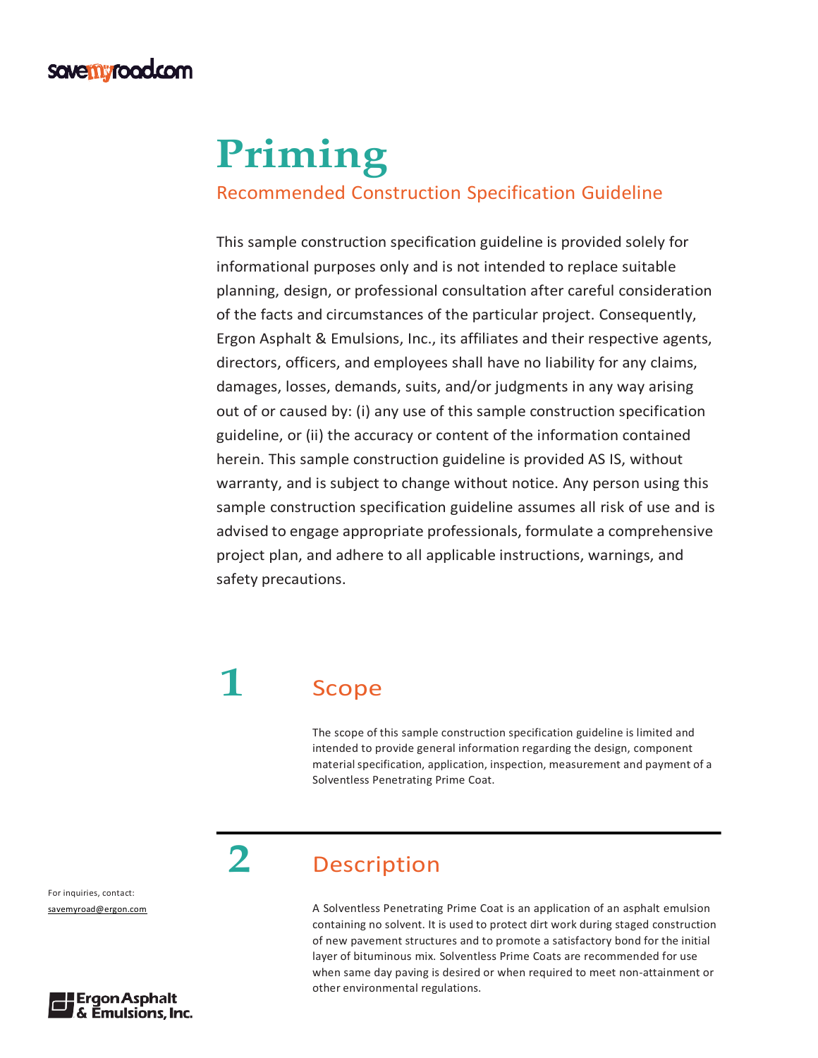# Priming

## Recommended Construction Specification Guideline

This sample construction specification guideline is provided solely for informational purposes only and is not intended to replace suitable planning, design, or professional consultation after careful consideration of the facts and circumstances of the particular project. Consequently, Ergon Asphalt & Emulsions, Inc., its affiliates and their respective agents, directors, officers, and employees shall have no liability for any claims, damages, losses, demands, suits, and/or judgments in any way arising out of or caused by: (i) any use of this sample construction specification guideline, or (ii) the accuracy or content of the information contained herein. This sample construction guideline is provided AS IS, without warranty, and is subject to change without notice. Any person using this sample construction specification guideline assumes all risk of use and is advised to engage appropriate professionals, formulate a comprehensive project plan, and adhere to all applicable instructions, warnings, and safety precautions.

## 1 Scope

The scope of this sample construction specification guideline is limited and intended to provide general information regarding the design, component material specification, application, inspection, measurement and payment of a Solventless Penetrating Prime Coat.

## 2 Description

A Solventless Penetrating Prime Coat is an application of an asphalt emulsion containing no solvent. It is used to protect dirt work during staged construction of new pavement structures and to promote a satisfactory bond for the initial layer of bituminous mix. Solventless Prime Coats are recommended for use when same day paving is desired or when required to meet non-attainment or other environmental regulations.

For inquiries, contact:
savemyroad@ergon.com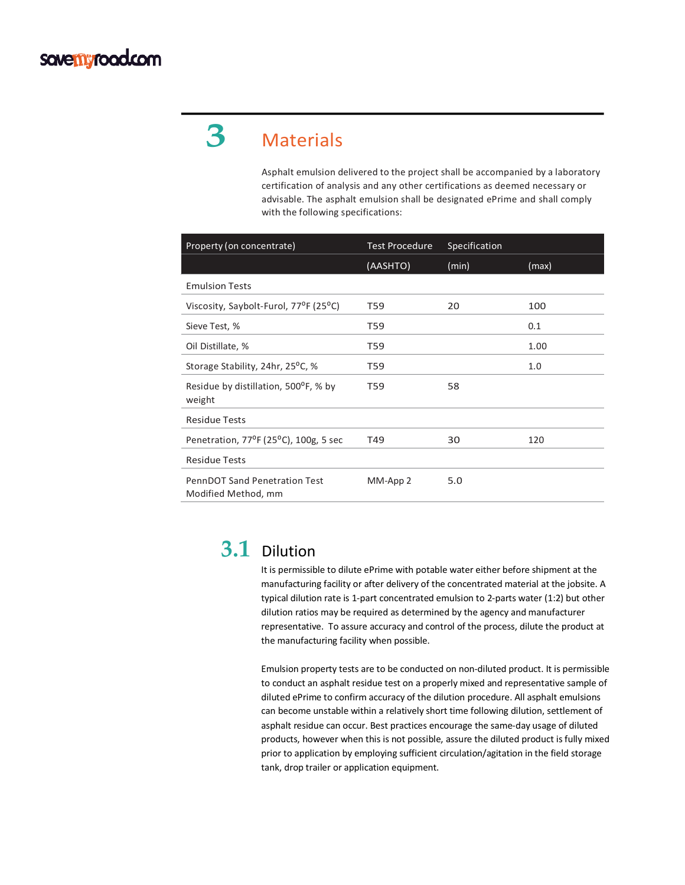# 3 Materials

Asphalt emulsion delivered to the project shall be accompanied by a laboratory certification of analysis and any other certifications as deemed necessary or advisable. The asphalt emulsion shall be designated ePrime and shall comply with the following specifications:

| Property (on concentrate) | Test Procedure | Specification | |
|---|---|---|---|
| | (AASHTO) | (min) | (max) |
| Emulsion Tests | | | |
| Viscosity, Saybolt-Furol, 77$^{o}$F (25$^{o}$C) | T59 | 20 | 100 |
| Sieve Test, % | T59 | | 0.1 |
| Oil Distillate, % | T59 | | 1.00 |
| Storage Stability, 24hr, 25$^{o}$C, % | T59 | | 1.0 |
| Residue by distillation, 500$^{o}$F, % by weight | T59 | 58 | |
| Residue Tests | | | |
| Penetration, 77$^{o}$F (25$^{o}$C), 100g, 5 sec | T49 | 30 | 120 |
| Residue Tests | | | |
| PennDOT Sand Penetration Test Modified Method, mm | MM-App 2 | 5.0 | |

## 3.1 Dilution

It is permissible to dilute ePrime with potable water either before shipment at the manufacturing facility or after delivery of the concentrated material at the jobsite. A typical dilution rate is 1-part concentrated emulsion to 2-parts water (1:2) but other dilution ratios may be required as determined by the agency and manufacturer representative. To assure accuracy and control of the process, dilute the product at the manufacturing facility when possible.

Emulsion property tests are to be conducted on non-diluted product. It is permissible to conduct an asphalt residue test on a properly mixed and representative sample of diluted ePrime to confirm accuracy of the dilution procedure. All asphalt emulsions can become unstable within a relatively short time following dilution, settlement of asphalt residue can occur. Best practices encourage the same-day usage of diluted products, however when this is not possible, assure the diluted product is fully mixed prior to application by employing sufficient circulation/agitation in the field storage tank, drop trailer or application equipment.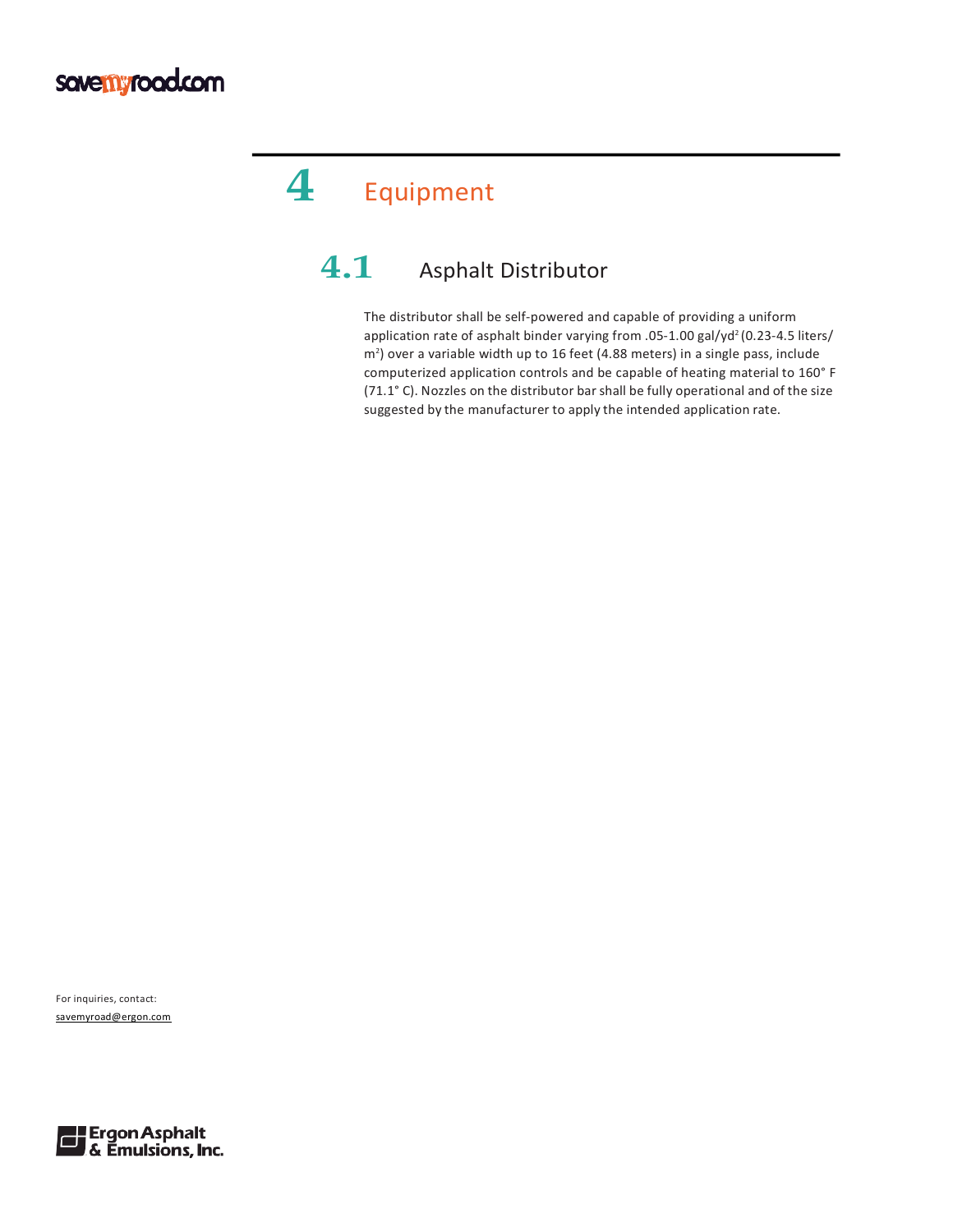# 4 Equipment

## 4.1 Asphalt Distributor

The distributor shall be self-powered and capable of providing a uniform application rate of asphalt binder varying from .05-1.00 gal/yd$^2$ (0.23-4.5 liters/m$^2$) over a variable width up to 16 feet (4.88 meters) in a single pass, include computerized application controls and be capable of heating material to 160° F (71.1° C). Nozzles on the distributor bar shall be fully operational and of the size suggested by the manufacturer to apply the intended application rate.

For inquiries, contact:
savemyroad@ergon.com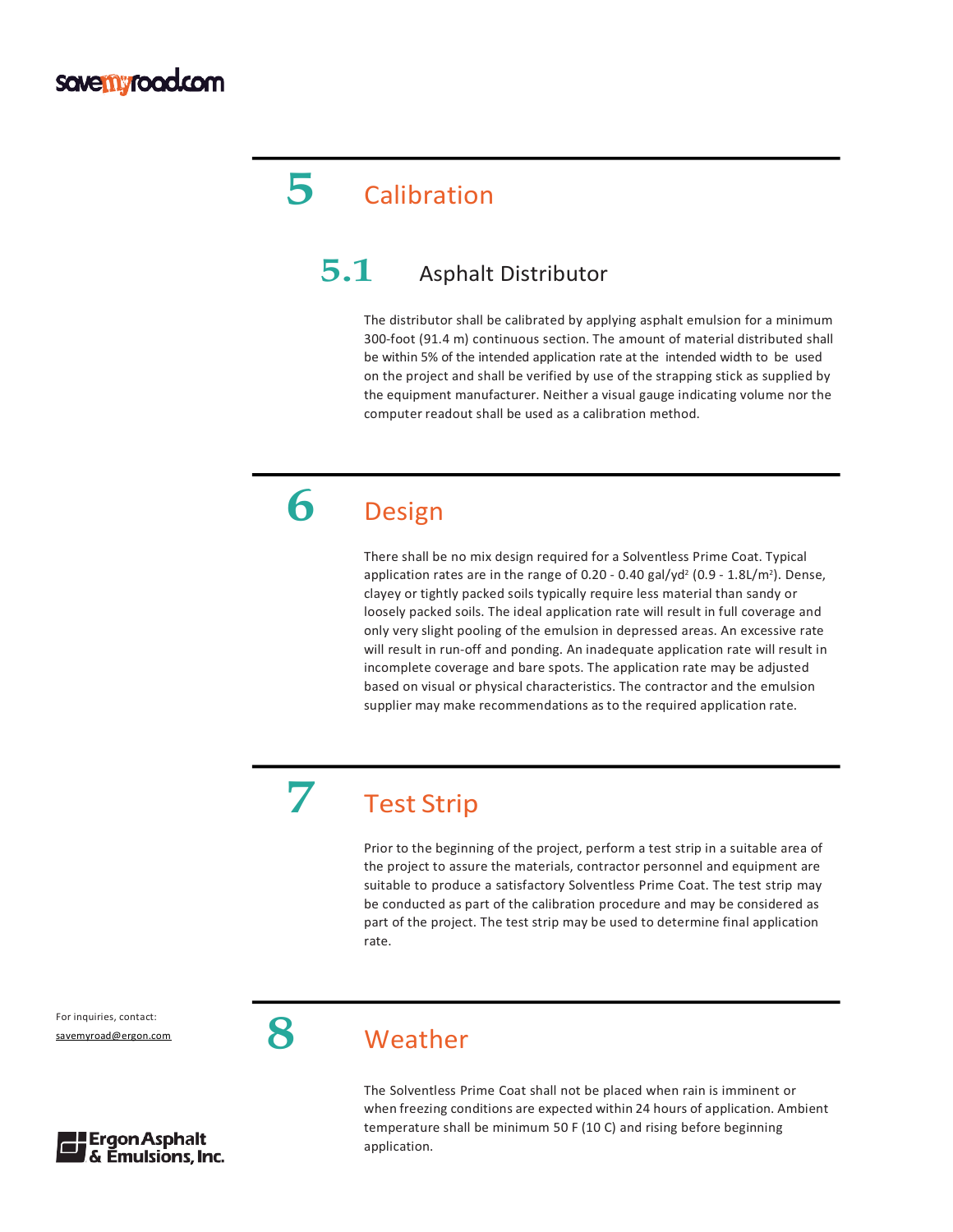# 5 Calibration

## 5.1 Asphalt Distributor

The distributor shall be calibrated by applying asphalt emulsion for a minimum 300-foot (91.4 m) continuous section. The amount of material distributed shall be within 5% of the intended application rate at the intended width to be used on the project and shall be verified by use of the strapping stick as supplied by the equipment manufacturer. Neither a visual gauge indicating volume nor the computer readout shall be used as a calibration method.

# 6 Design

There shall be no mix design required for a Solventless Prime Coat. Typical application rates are in the range of 0.20 - 0.40 gal/yd$^2$ (0.9 - 1.8L/m$^2$). Dense, clayey or tightly packed soils typically require less material than sandy or loosely packed soils. The ideal application rate will result in full coverage and only very slight pooling of the emulsion in depressed areas. An excessive rate will result in run-off and ponding. An inadequate application rate will result in incomplete coverage and bare spots. The application rate may be adjusted based on visual or physical characteristics. The contractor and the emulsion supplier may make recommendations as to the required application rate.

# 7 Test Strip

Prior to the beginning of the project, perform a test strip in a suitable area of the project to assure the materials, contractor personnel and equipment are suitable to produce a satisfactory Solventless Prime Coat. The test strip may be conducted as part of the calibration procedure and may be considered as part of the project. The test strip may be used to determine final application rate.

# 8 Weather

The Solventless Prime Coat shall not be placed when rain is imminent or when freezing conditions are expected within 24 hours of application. Ambient temperature shall be minimum 50 F (10 C) and rising before beginning application.

For inquiries, contact:
savemyroad@ergon.com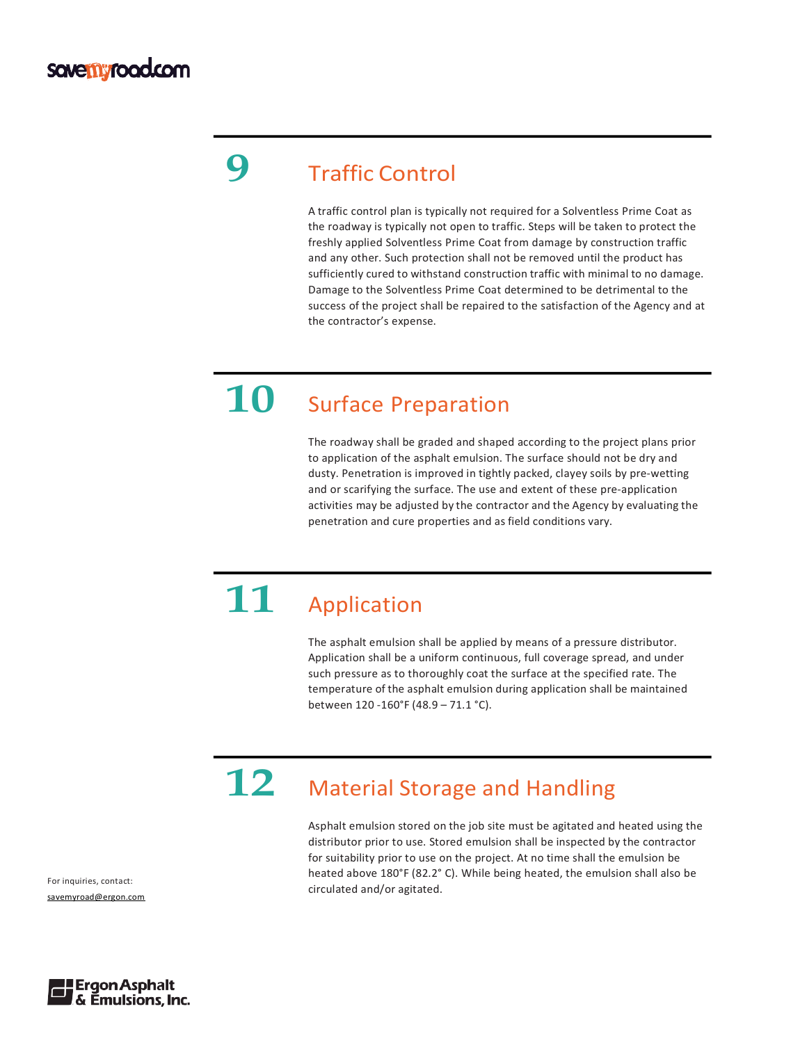## 9 Traffic Control

A traffic control plan is typically not required for a Solventless Prime Coat as the roadway is typically not open to traffic. Steps will be taken to protect the freshly applied Solventless Prime Coat from damage by construction traffic and any other. Such protection shall not be removed until the product has sufficiently cured to withstand construction traffic with minimal to no damage. Damage to the Solventless Prime Coat determined to be detrimental to the success of the project shall be repaired to the satisfaction of the Agency and at the contractor's expense.

## 10 Surface Preparation

The roadway shall be graded and shaped according to the project plans prior to application of the asphalt emulsion. The surface should not be dry and dusty. Penetration is improved in tightly packed, clayey soils by pre-wetting and or scarifying the surface. The use and extent of these pre-application activities may be adjusted by the contractor and the Agency by evaluating the penetration and cure properties and as field conditions vary.

## 11 Application

The asphalt emulsion shall be applied by means of a pressure distributor. Application shall be a uniform continuous, full coverage spread, and under such pressure as to thoroughly coat the surface at the specified rate. The temperature of the asphalt emulsion during application shall be maintained between 120 -160°F (48.9 – 71.1 °C).

## 12 Material Storage and Handling

Asphalt emulsion stored on the job site must be agitated and heated using the distributor prior to use. Stored emulsion shall be inspected by the contractor for suitability prior to use on the project. At no time shall the emulsion be heated above 180°F (82.2° C). While being heated, the emulsion shall also be circulated and/or agitated.

For inquiries, contact:
savemyroad@ergon.com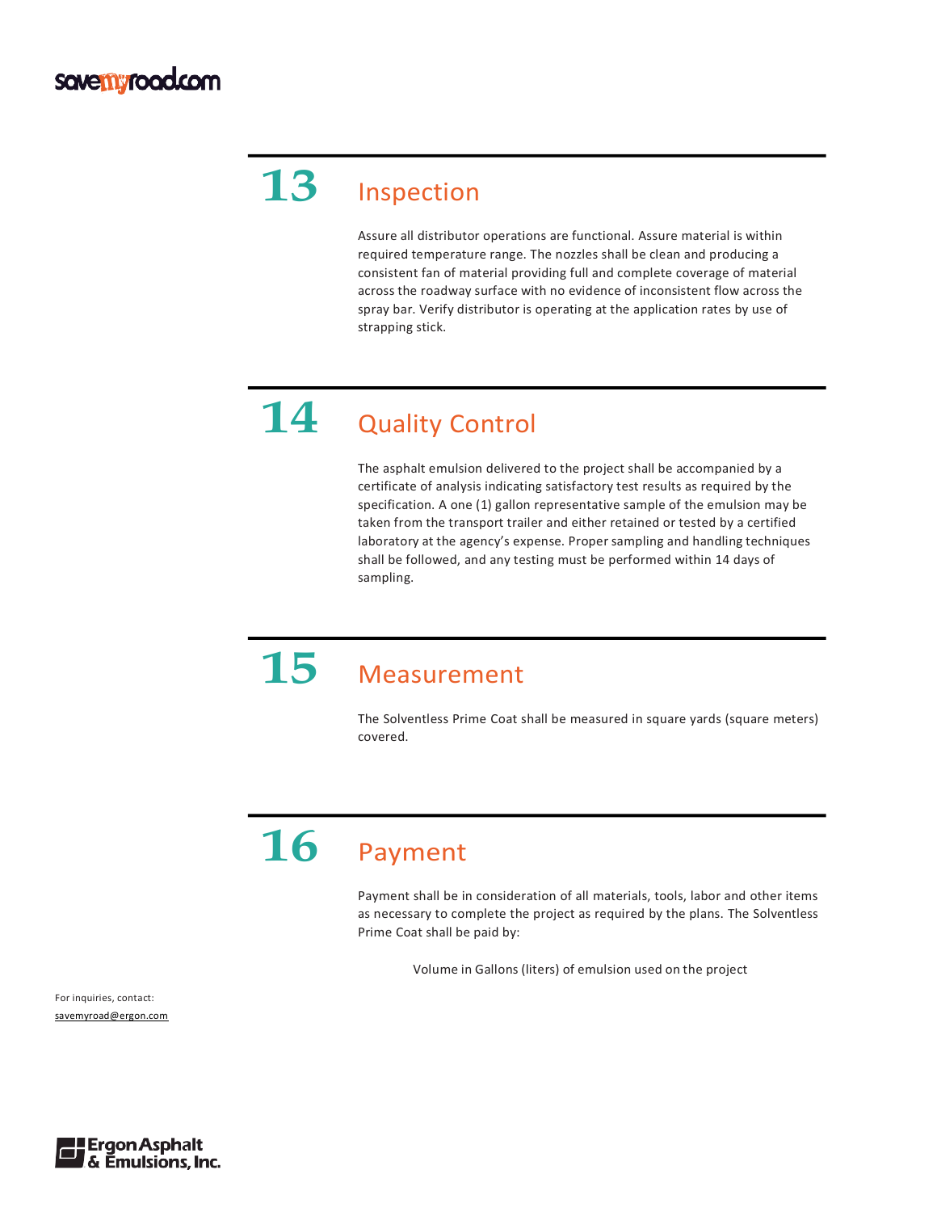## 13 Inspection

Assure all distributor operations are functional. Assure material is within required temperature range. The nozzles shall be clean and producing a consistent fan of material providing full and complete coverage of material across the roadway surface with no evidence of inconsistent flow across the spray bar. Verify distributor is operating at the application rates by use of strapping stick.

## 14 Quality Control

The asphalt emulsion delivered to the project shall be accompanied by a certificate of analysis indicating satisfactory test results as required by the specification. A one (1) gallon representative sample of the emulsion may be taken from the transport trailer and either retained or tested by a certified laboratory at the agency's expense. Proper sampling and handling techniques shall be followed, and any testing must be performed within 14 days of sampling.

## 15 Measurement

The Solventless Prime Coat shall be measured in square yards (square meters) covered.

## 16 Payment

Payment shall be in consideration of all materials, tools, labor and other items as necessary to complete the project as required by the plans. The Solventless Prime Coat shall be paid by:

Volume in Gallons (liters) of emulsion used on the project

For inquiries, contact:
savemyroad@ergon.com